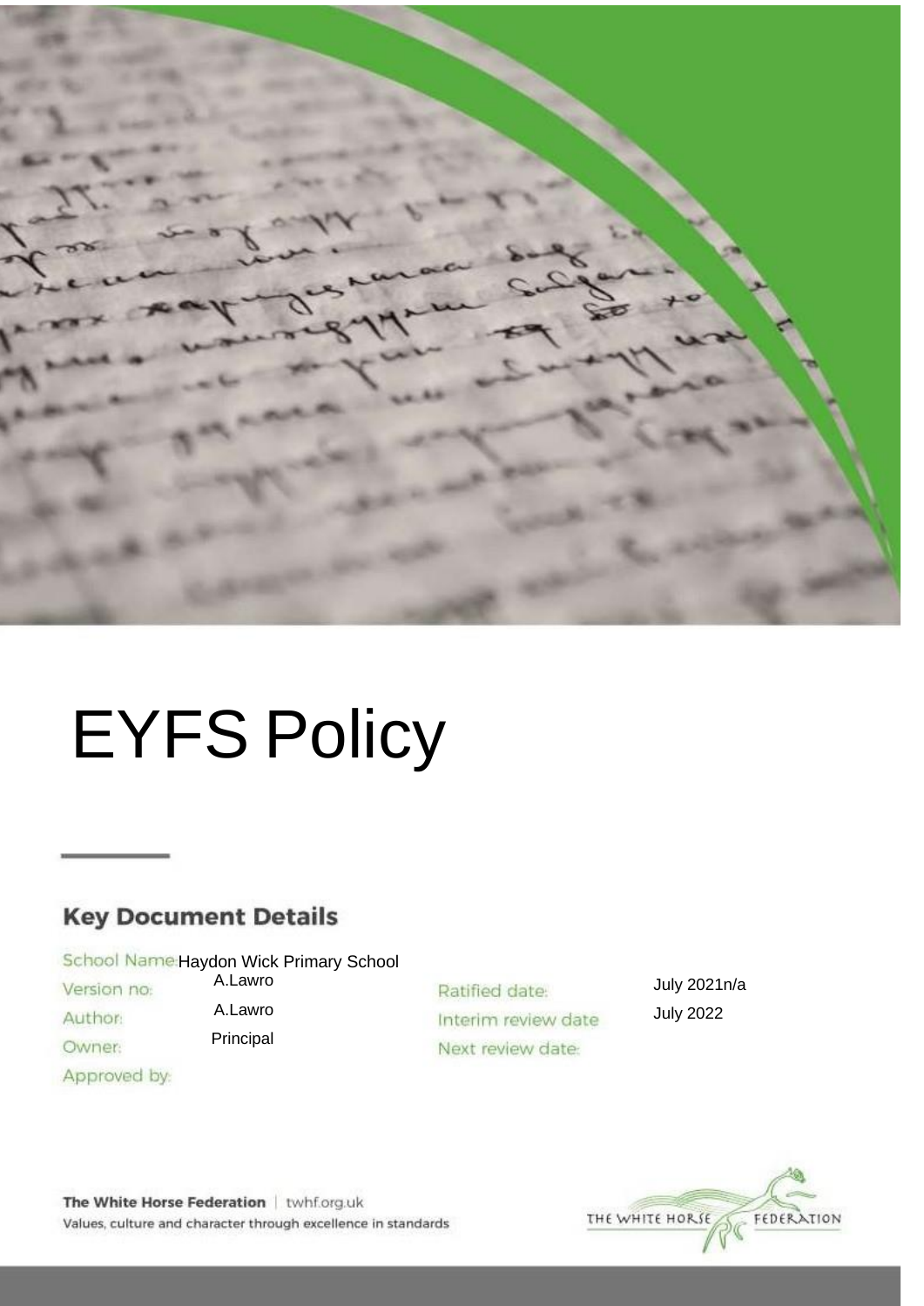# EYFS Policy

## Key Document Details

| | | | |
|---|---|---|---|
| School Name: | Haydon Wick Primary School | | |
| Version no: | A.Lawro | Ratified date: | July 2021n/a |
| Author: | A.Lawro | Interim review date | July 2022 |
| Owner: | Principal | Next review date: | |
| Approved by: | | | |

**The White Horse Federation** | twhf.org.uk
Values, culture and character through excellence in standards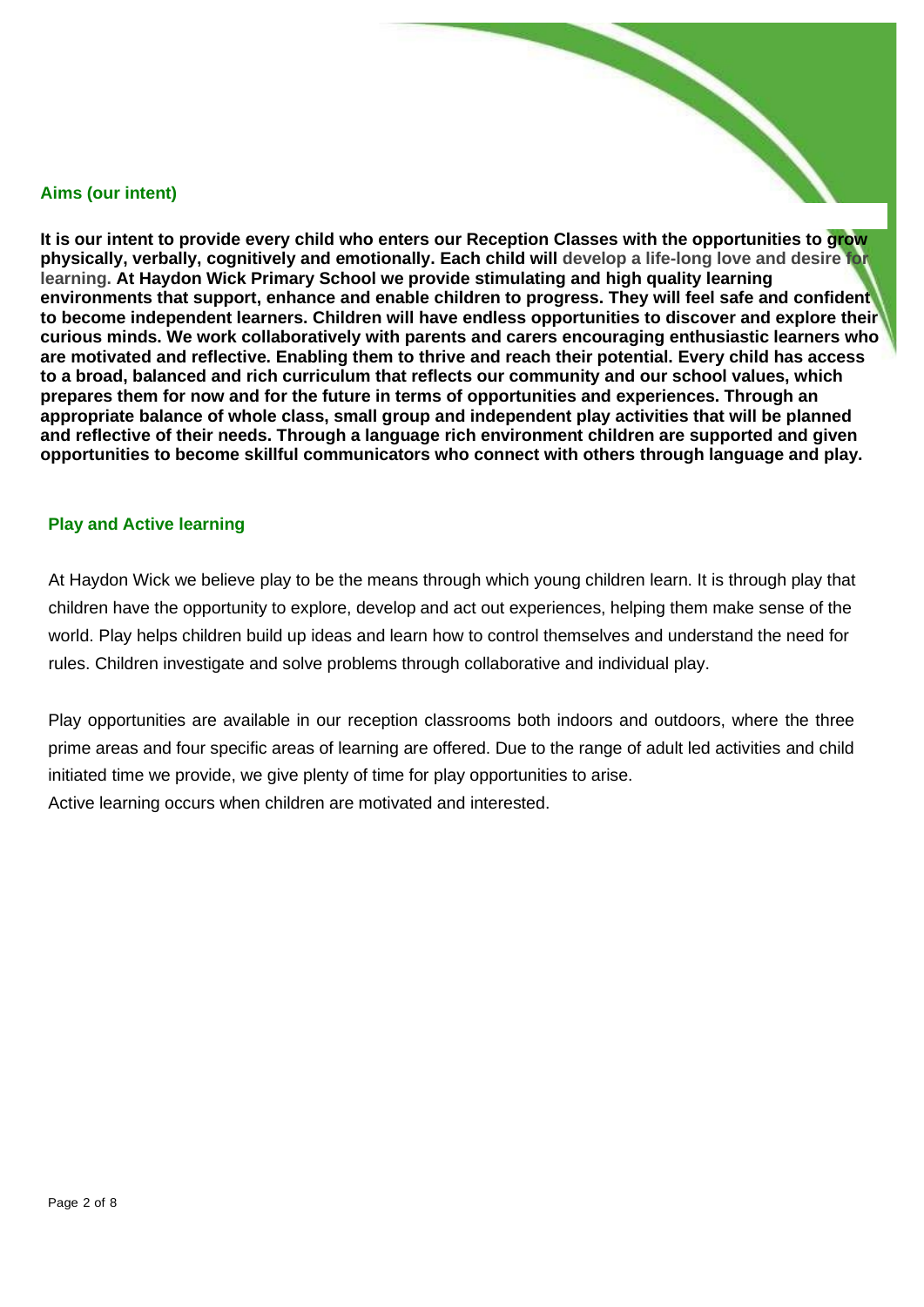## Aims (our intent)

**It is our intent to provide every child who enters our Reception Classes with the opportunities to grow physically, verbally, cognitively and emotionally. Each child will develop a life-long love and desire for learning. At Haydon Wick Primary School we provide stimulating and high quality learning environments that support, enhance and enable children to progress. They will feel safe and confident to become independent learners. Children will have endless opportunities to discover and explore their curious minds. We work collaboratively with parents and carers encouraging enthusiastic learners who are motivated and reflective. Enabling them to thrive and reach their potential. Every child has access to a broad, balanced and rich curriculum that reflects our community and our school values, which prepares them for now and for the future in terms of opportunities and experiences. Through an appropriate balance of whole class, small group and independent play activities that will be planned and reflective of their needs. Through a language rich environment children are supported and given opportunities to become skillful communicators who connect with others through language and play.**

## Play and Active learning

At Haydon Wick we believe play to be the means through which young children learn. It is through play that children have the opportunity to explore, develop and act out experiences, helping them make sense of the world. Play helps children build up ideas and learn how to control themselves and understand the need for rules. Children investigate and solve problems through collaborative and individual play.

Play opportunities are available in our reception classrooms both indoors and outdoors, where the three prime areas and four specific areas of learning are offered. Due to the range of adult led activities and child initiated time we provide, we give plenty of time for play opportunities to arise.
Active learning occurs when children are motivated and interested.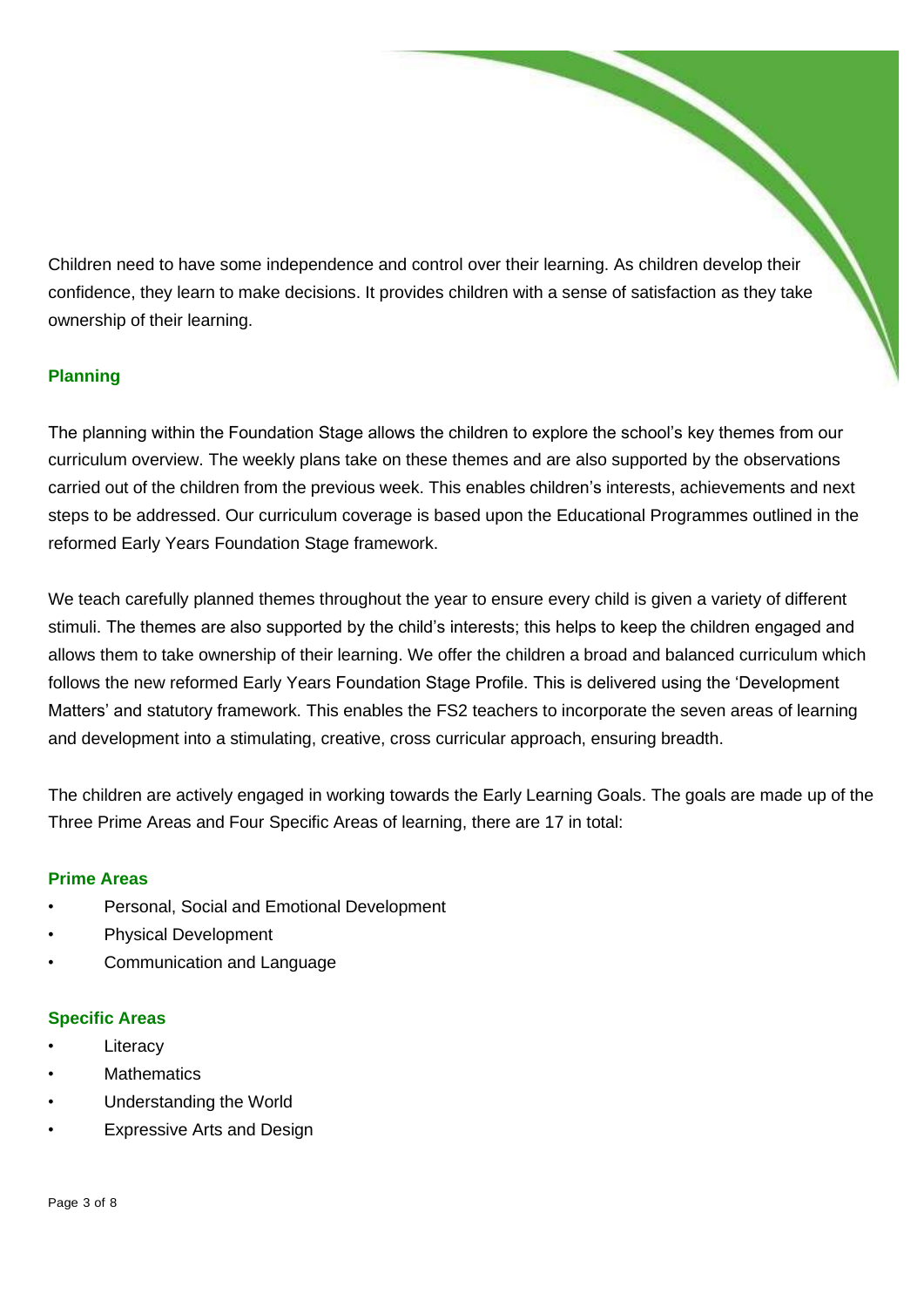Children need to have some independence and control over their learning. As children develop their confidence, they learn to make decisions. It provides children with a sense of satisfaction as they take ownership of their learning.

### Planning

The planning within the Foundation Stage allows the children to explore the school's key themes from our curriculum overview. The weekly plans take on these themes and are also supported by the observations carried out of the children from the previous week. This enables children's interests, achievements and next steps to be addressed. Our curriculum coverage is based upon the Educational Programmes outlined in the reformed Early Years Foundation Stage framework.

We teach carefully planned themes throughout the year to ensure every child is given a variety of different stimuli. The themes are also supported by the child's interests; this helps to keep the children engaged and allows them to take ownership of their learning. We offer the children a broad and balanced curriculum which follows the new reformed Early Years Foundation Stage Profile. This is delivered using the 'Development Matters' and statutory framework. This enables the FS2 teachers to incorporate the seven areas of learning and development into a stimulating, creative, cross curricular approach, ensuring breadth.

The children are actively engaged in working towards the Early Learning Goals. The goals are made up of the Three Prime Areas and Four Specific Areas of learning, there are 17 in total:

#### Prime Areas

- Personal, Social and Emotional Development
- Physical Development
- Communication and Language

#### Specific Areas

- Literacy
- Mathematics
- Understanding the World
- Expressive Arts and Design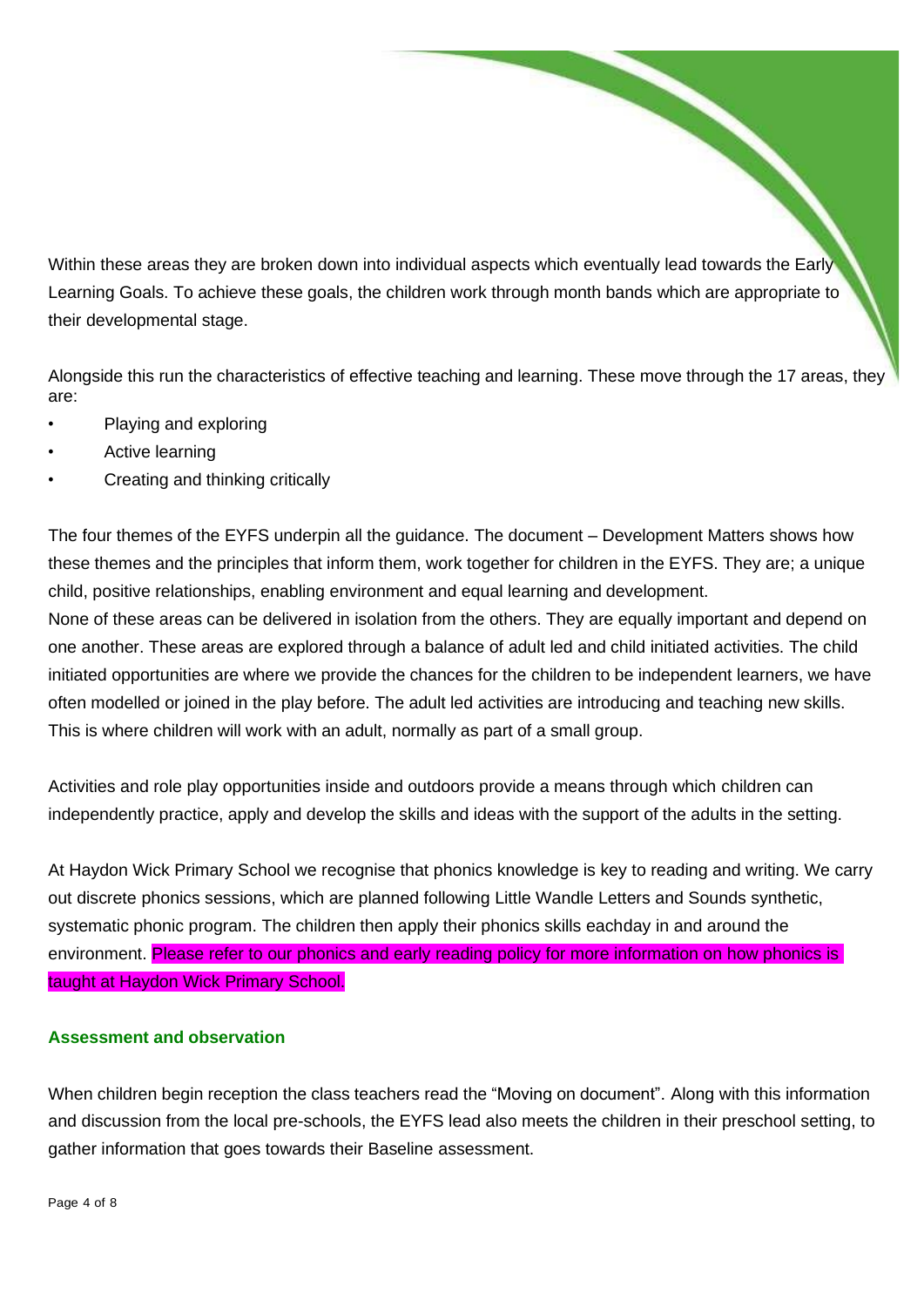Within these areas they are broken down into individual aspects which eventually lead towards the Early Learning Goals. To achieve these goals, the children work through month bands which are appropriate to their developmental stage.

Alongside this run the characteristics of effective teaching and learning. These move through the 17 areas, they are:

- Playing and exploring
- Active learning
- Creating and thinking critically

The four themes of the EYFS underpin all the guidance. The document – Development Matters shows how these themes and the principles that inform them, work together for children in the EYFS. They are; a unique child, positive relationships, enabling environment and equal learning and development.
None of these areas can be delivered in isolation from the others. They are equally important and depend on one another. These areas are explored through a balance of adult led and child initiated activities. The child initiated opportunities are where we provide the chances for the children to be independent learners, we have often modelled or joined in the play before. The adult led activities are introducing and teaching new skills. This is where children will work with an adult, normally as part of a small group.

Activities and role play opportunities inside and outdoors provide a means through which children can independently practice, apply and develop the skills and ideas with the support of the adults in the setting.

At Haydon Wick Primary School we recognise that phonics knowledge is key to reading and writing. We carry out discrete phonics sessions, which are planned following Little Wandle Letters and Sounds synthetic, systematic phonic program. The children then apply their phonics skills eachday in and around the environment. Please refer to our phonics and early reading policy for more information on how phonics is taught at Haydon Wick Primary School.

### Assessment and observation

When children begin reception the class teachers read the "Moving on document". Along with this information and discussion from the local pre-schools, the EYFS lead also meets the children in their preschool setting, to gather information that goes towards their Baseline assessment.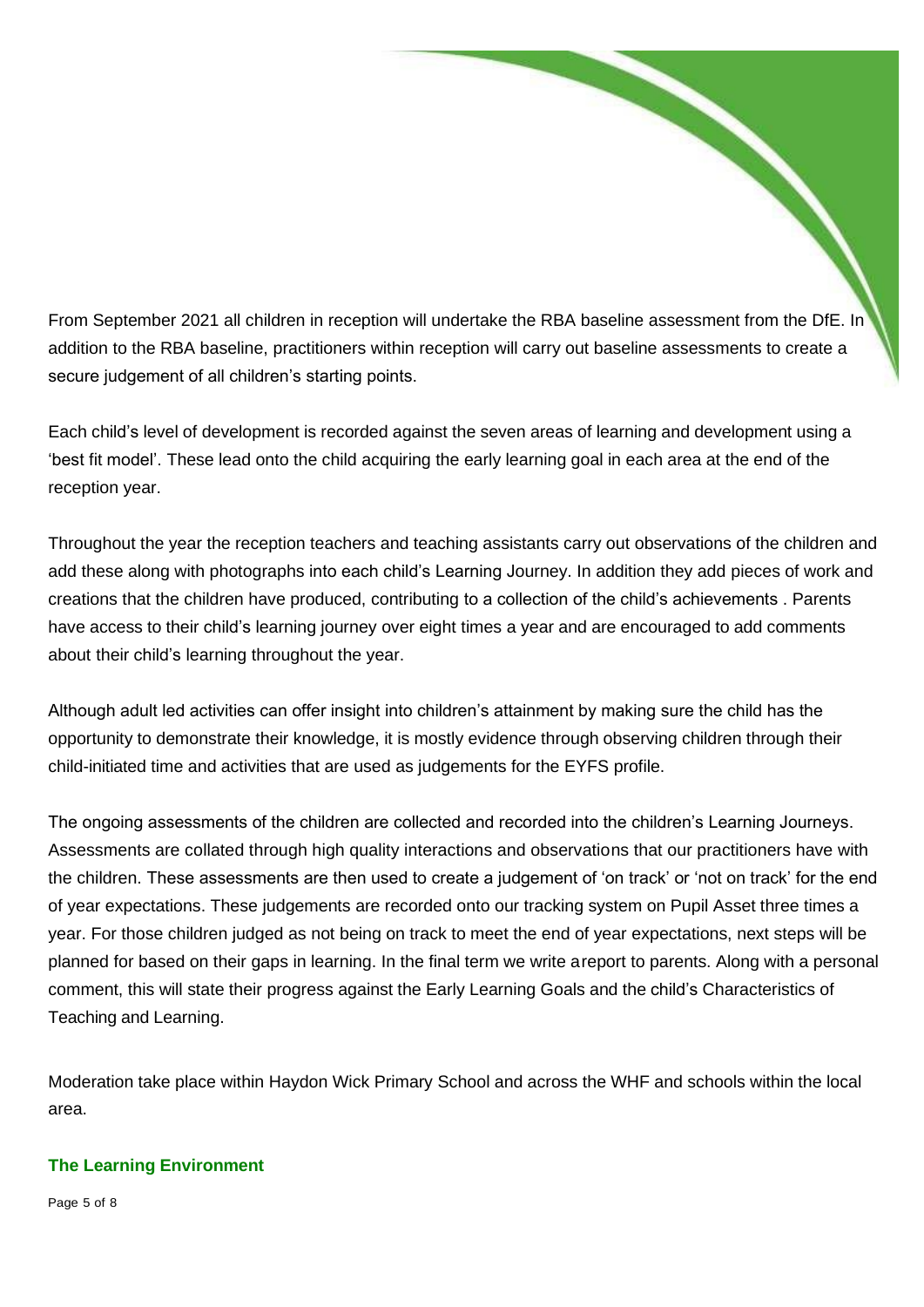From September 2021 all children in reception will undertake the RBA baseline assessment from the DfE. In addition to the RBA baseline, practitioners within reception will carry out baseline assessments to create a secure judgement of all children's starting points.

Each child's level of development is recorded against the seven areas of learning and development using a 'best fit model'. These lead onto the child acquiring the early learning goal in each area at the end of the reception year.

Throughout the year the reception teachers and teaching assistants carry out observations of the children and add these along with photographs into each child's Learning Journey. In addition they add pieces of work and creations that the children have produced, contributing to a collection of the child's achievements . Parents have access to their child's learning journey over eight times a year and are encouraged to add comments about their child's learning throughout the year.

Although adult led activities can offer insight into children's attainment by making sure the child has the opportunity to demonstrate their knowledge, it is mostly evidence through observing children through their child-initiated time and activities that are used as judgements for the EYFS profile.

The ongoing assessments of the children are collected and recorded into the children's Learning Journeys. Assessments are collated through high quality interactions and observations that our practitioners have with the children. These assessments are then used to create a judgement of 'on track' or 'not on track' for the end of year expectations. These judgements are recorded onto our tracking system on Pupil Asset three times a year. For those children judged as not being on track to meet the end of year expectations, next steps will be planned for based on their gaps in learning. In the final term we write areport to parents. Along with a personal comment, this will state their progress against the Early Learning Goals and the child's Characteristics of Teaching and Learning.

Moderation take place within Haydon Wick Primary School and across the WHF and schools within the local area.

## The Learning Environment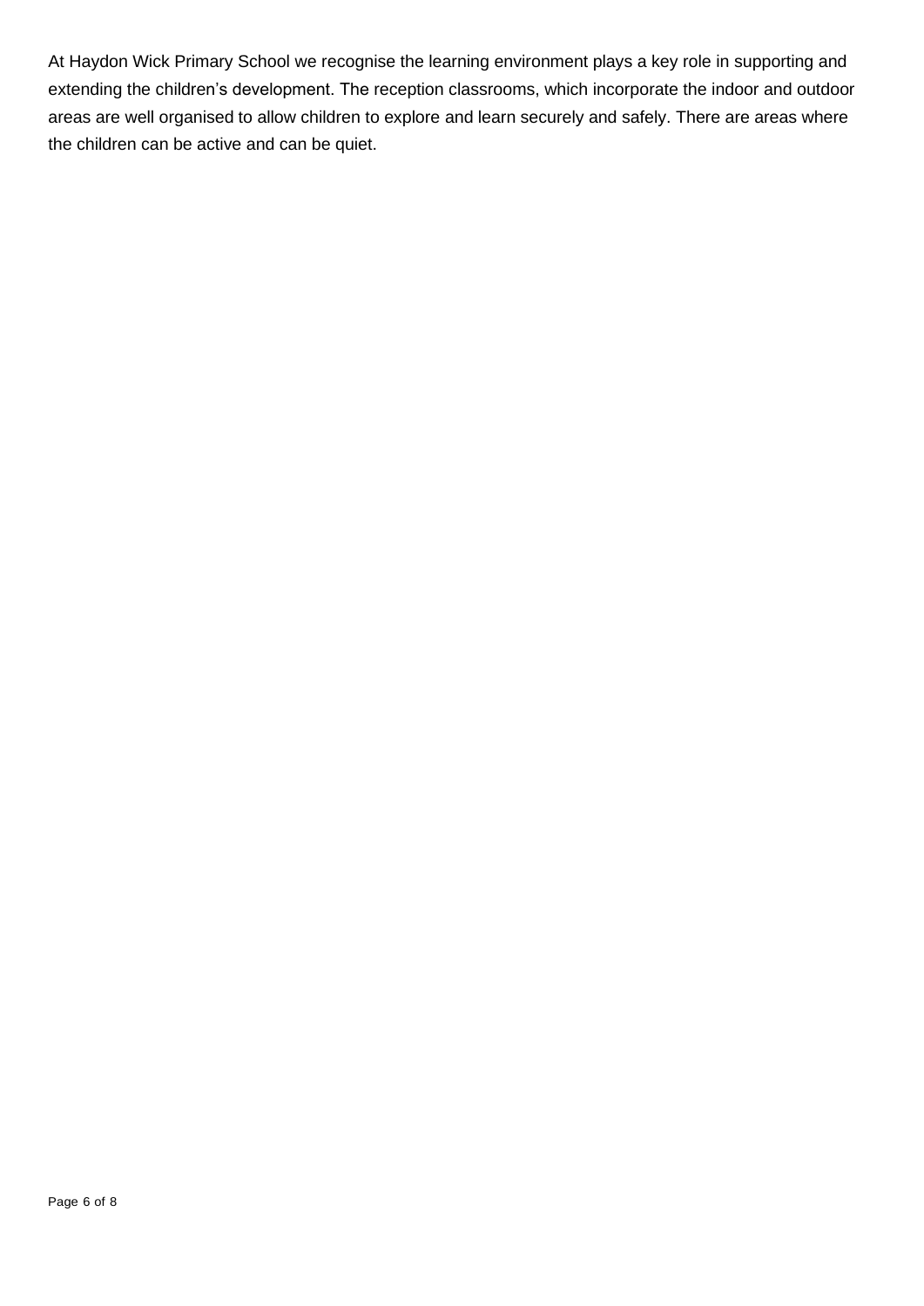At Haydon Wick Primary School we recognise the learning environment plays a key role in supporting and extending the children's development. The reception classrooms, which incorporate the indoor and outdoor areas are well organised to allow children to explore and learn securely and safely. There are areas where the children can be active and can be quiet.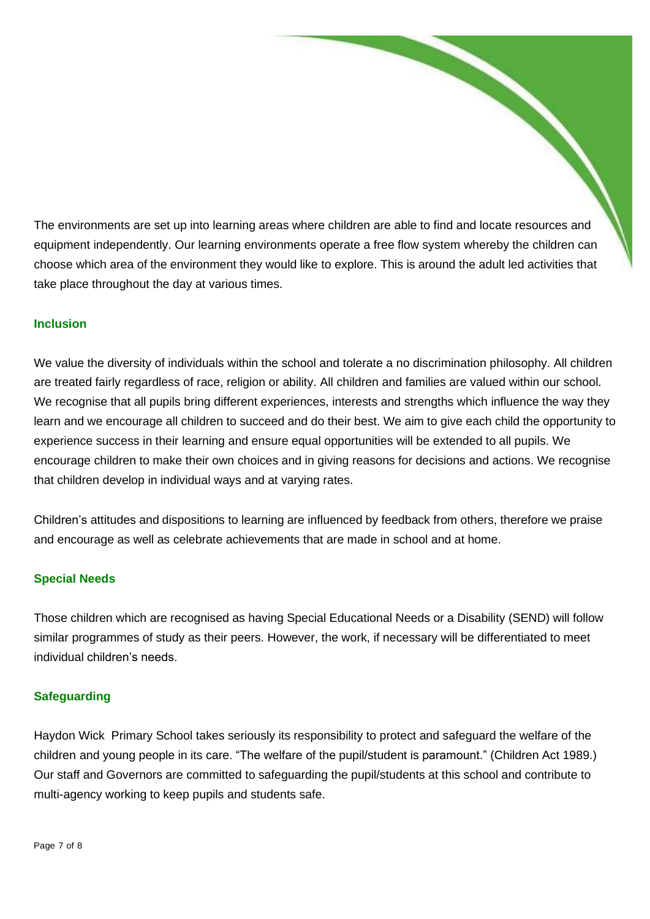The environments are set up into learning areas where children are able to find and locate resources and equipment independently. Our learning environments operate a free flow system whereby the children can choose which area of the environment they would like to explore. This is around the adult led activities that take place throughout the day at various times.

### Inclusion

We value the diversity of individuals within the school and tolerate a no discrimination philosophy. All children are treated fairly regardless of race, religion or ability. All children and families are valued within our school. We recognise that all pupils bring different experiences, interests and strengths which influence the way they learn and we encourage all children to succeed and do their best. We aim to give each child the opportunity to experience success in their learning and ensure equal opportunities will be extended to all pupils. We encourage children to make their own choices and in giving reasons for decisions and actions. We recognise that children develop in individual ways and at varying rates.

Children's attitudes and dispositions to learning are influenced by feedback from others, therefore we praise and encourage as well as celebrate achievements that are made in school and at home.

### Special Needs

Those children which are recognised as having Special Educational Needs or a Disability (SEND) will follow similar programmes of study as their peers. However, the work, if necessary will be differentiated to meet individual children's needs.

### Safeguarding

Haydon Wick Primary School takes seriously its responsibility to protect and safeguard the welfare of the children and young people in its care. "The welfare of the pupil/student is paramount." (Children Act 1989.) Our staff and Governors are committed to safeguarding the pupil/students at this school and contribute to multi-agency working to keep pupils and students safe.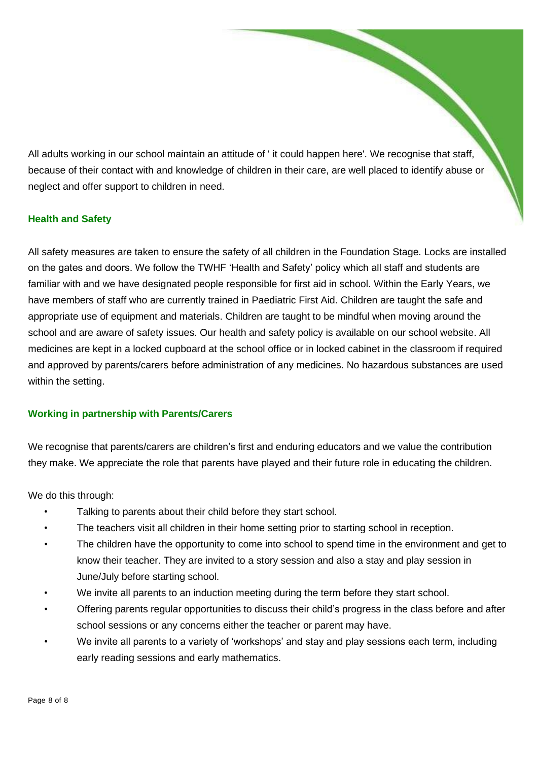All adults working in our school maintain an attitude of ' it could happen here'. We recognise that staff, because of their contact with and knowledge of children in their care, are well placed to identify abuse or neglect and offer support to children in need.

### Health and Safety

All safety measures are taken to ensure the safety of all children in the Foundation Stage. Locks are installed on the gates and doors. We follow the TWHF 'Health and Safety' policy which all staff and students are familiar with and we have designated people responsible for first aid in school. Within the Early Years, we have members of staff who are currently trained in Paediatric First Aid. Children are taught the safe and appropriate use of equipment and materials. Children are taught to be mindful when moving around the school and are aware of safety issues. Our health and safety policy is available on our school website. All medicines are kept in a locked cupboard at the school office or in locked cabinet in the classroom if required and approved by parents/carers before administration of any medicines. No hazardous substances are used within the setting.

### Working in partnership with Parents/Carers

We recognise that parents/carers are children's first and enduring educators and we value the contribution they make. We appreciate the role that parents have played and their future role in educating the children.

We do this through:

- Talking to parents about their child before they start school.
- The teachers visit all children in their home setting prior to starting school in reception.
- The children have the opportunity to come into school to spend time in the environment and get to know their teacher. They are invited to a story session and also a stay and play session in June/July before starting school.
- We invite all parents to an induction meeting during the term before they start school.
- Offering parents regular opportunities to discuss their child's progress in the class before and after school sessions or any concerns either the teacher or parent may have.
- We invite all parents to a variety of 'workshops' and stay and play sessions each term, including early reading sessions and early mathematics.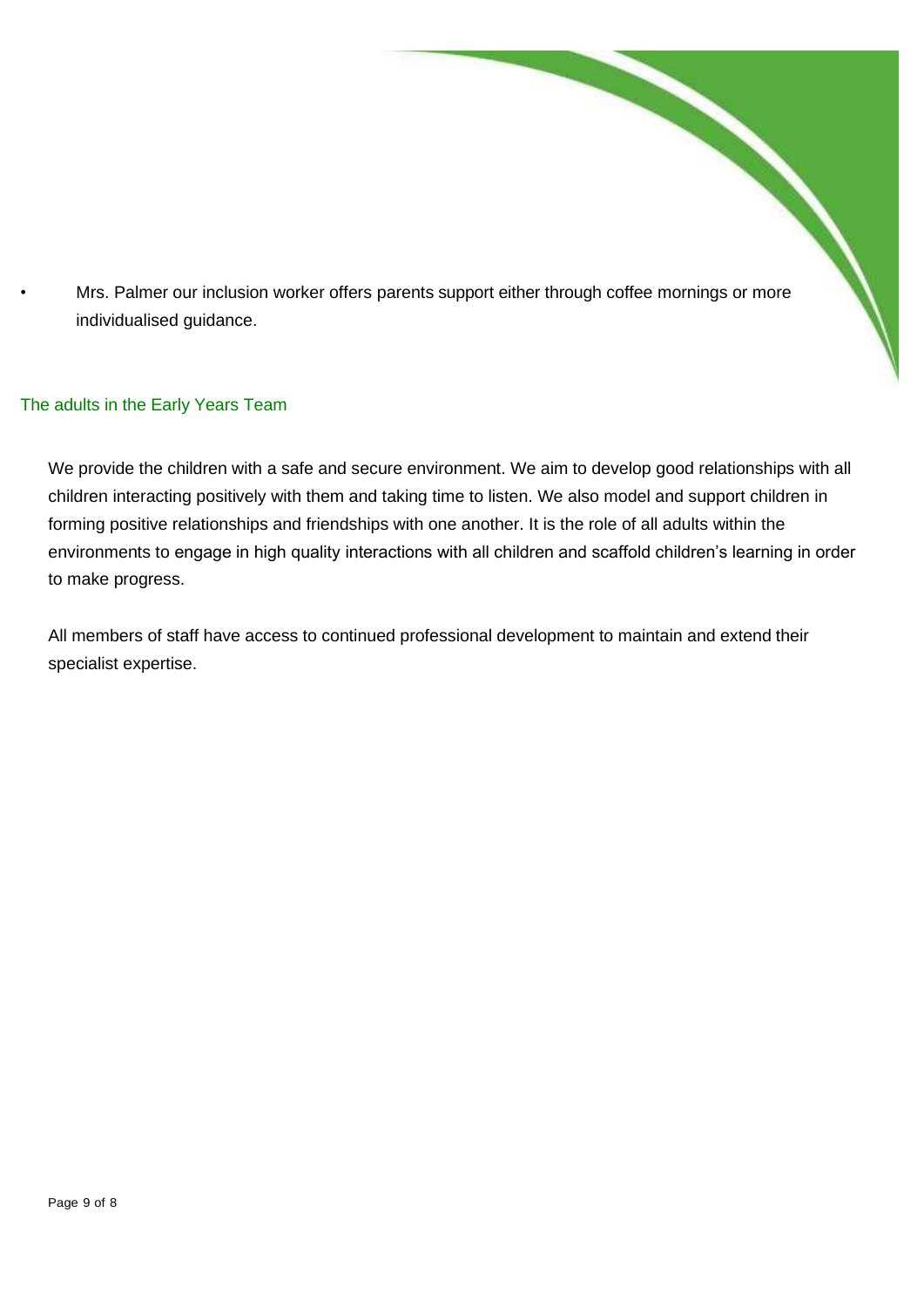- Mrs. Palmer our inclusion worker offers parents support either through coffee mornings or more individualised guidance.

## The adults in the Early Years Team

We provide the children with a safe and secure environment. We aim to develop good relationships with all children interacting positively with them and taking time to listen. We also model and support children in forming positive relationships and friendships with one another. It is the role of all adults within the environments to engage in high quality interactions with all children and scaffold children's learning in order to make progress.

All members of staff have access to continued professional development to maintain and extend their specialist expertise.